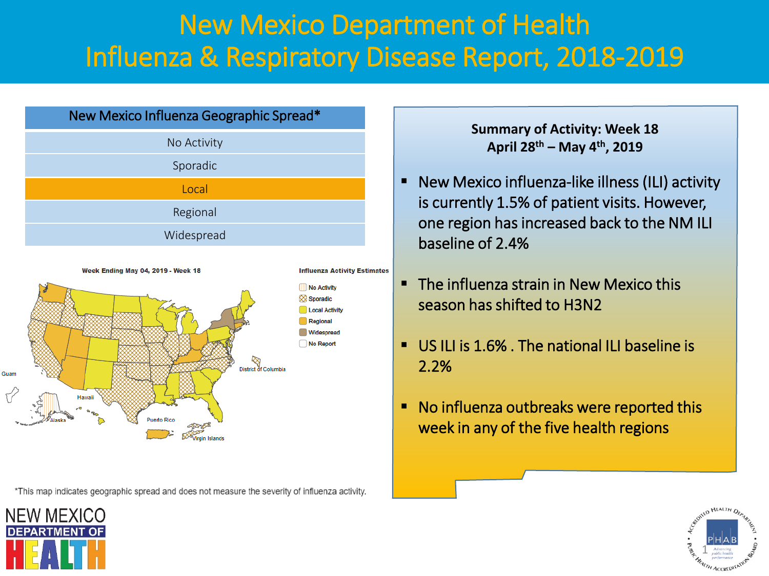# New Mexico Department of Health
# Influenza & Respiratory Disease Report, 2018-2019

| New Mexico Influenza Geographic Spread* |
| --- |
| No Activity |
| Sporadic |
| **Local** |
| Regional |
| Widespread |

Week Ending May 04, 2019 - Week 18

Influenza Activity Estimates

- No Activity
- Sporadic
- Local Activity
- Regional
- Widespread
- No Report

*This map indicates geographic spread and does not measure the severity of influenza activity.

**Summary of Activity: Week 18**
**April 28th – May 4th, 2019**

- New Mexico influenza-like illness (ILI) activity is currently 1.5% of patient visits. However, one region has increased back to the NM ILI baseline of 2.4%
- The influenza strain in New Mexico this season has shifted to H3N2
- US ILI is 1.6% . The national ILI baseline is 2.2%
- No influenza outbreaks were reported this week in any of the five health regions

NEW MEXICO DEPARTMENT OF HEALTH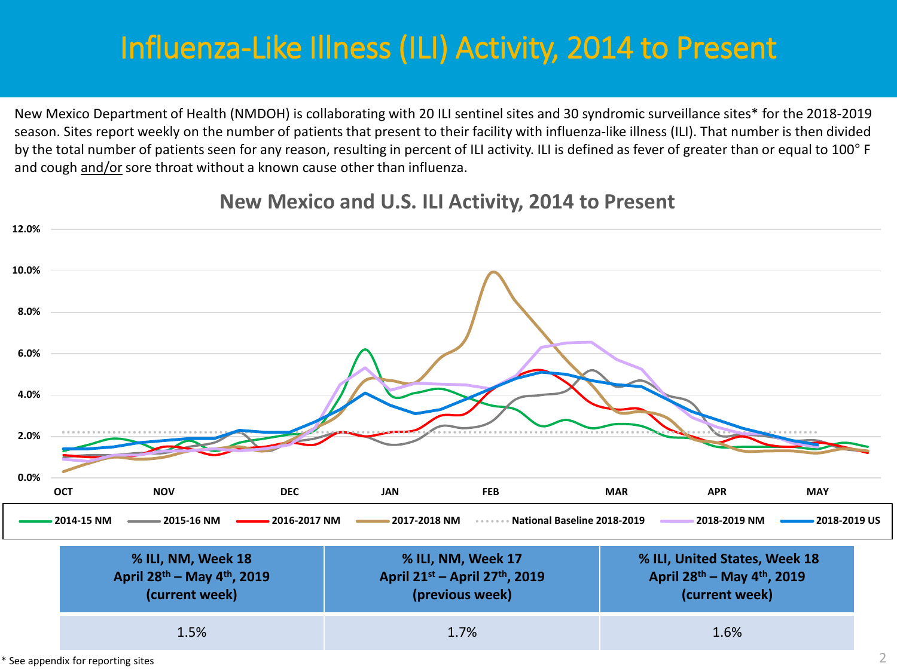# Influenza-Like Illness (ILI) Activity, 2014 to Present

New Mexico Department of Health (NMDOH) is collaborating with 20 ILI sentinel sites and 30 syndromic surveillance sites* for the 2018-2019 season. Sites report weekly on the number of patients that present to their facility with influenza-like illness (ILI). That number is then divided by the total number of patients seen for any reason, resulting in percent of ILI activity. ILI is defined as fever of greater than or equal to 100° F and cough and/or sore throat without a known cause other than influenza.

## New Mexico and U.S. ILI Activity, 2014 to Present

12.0%
10.0%
8.0%
6.0%
4.0%
2.0%
0.0%

OCT NOV DEC JAN FEB MAR APR MAY

2014-15 NM | 2015-16 NM | 2016-2017 NM | 2017-2018 NM | National Baseline 2018-2019 | 2018-2019 NM | 2018-2019 US

| % ILI, NM, Week 18 April 28th – May 4th, 2019 (current week) | % ILI, NM, Week 17 April 21st – April 27th, 2019 (previous week) | % ILI, United States, Week 18 April 28th – May 4th, 2019 (current week) |
|---|---|---|
| 1.5% | 1.7% | 1.6% |

* See appendix for reporting sites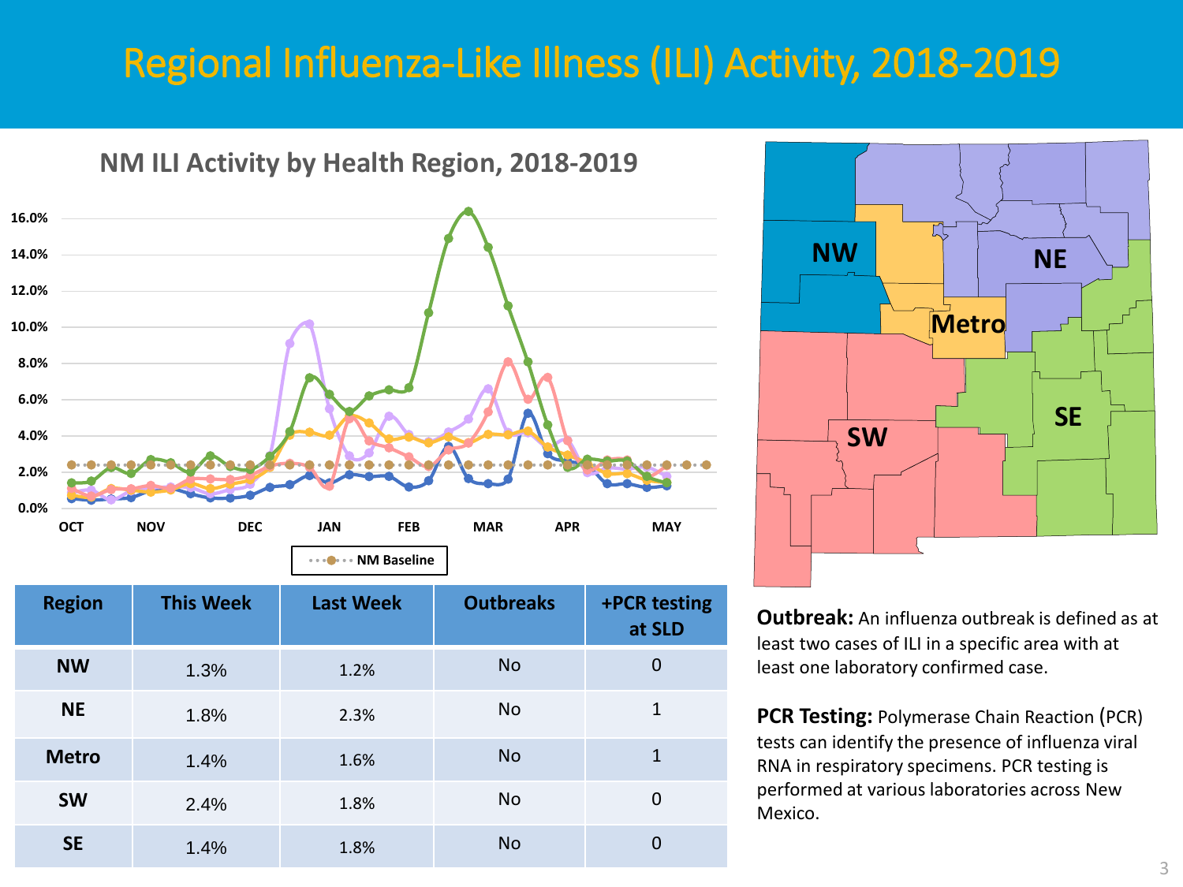# Regional Influenza-Like Illness (ILI) Activity, 2018-2019

## NM ILI Activity by Health Region, 2018-2019

| Region | This Week | Last Week | Outbreaks | +PCR testing at SLD |
|---|---|---|---|---|
| NW | 1.3% | 1.2% | No | 0 |
| NE | 1.8% | 2.3% | No | 1 |
| Metro | 1.4% | 1.6% | No | 1 |
| SW | 2.4% | 1.8% | No | 0 |
| SE | 1.4% | 1.8% | No | 0 |

**Outbreak:** An influenza outbreak is defined as at least two cases of ILI in a specific area with at least one laboratory confirmed case.

**PCR Testing:** Polymerase Chain Reaction (PCR) tests can identify the presence of influenza viral RNA in respiratory specimens. PCR testing is performed at various laboratories across New Mexico.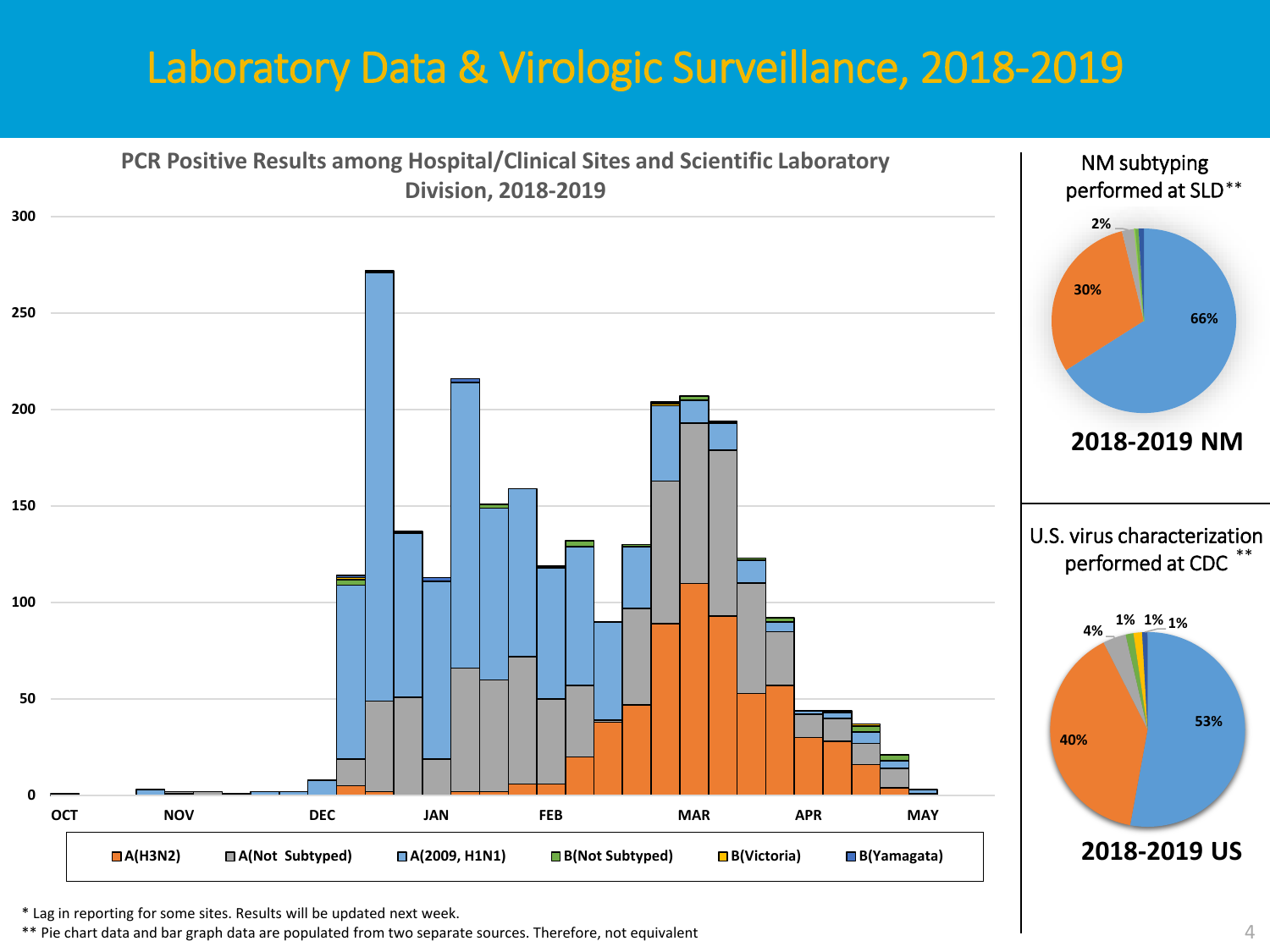# Laboratory Data & Virologic Surveillance, 2018-2019

**PCR Positive Results among Hospital/Clinical Sites and Scientific Laboratory Division, 2018-2019**

300
250
200
150
100
50
0

OCT NOV DEC JAN FEB MAR APR MAY

A(H3N2) A(Not Subtyped) A(2009, H1N1) B(Not Subtyped) B(Victoria) B(Yamagata)

NM subtyping performed at SLD**

2%
30%
66%

**2018-2019 NM**

U.S. virus characterization performed at CDC **

4% 1% 1% 1%
40%
53%

**2018-2019 US**

* Lag in reporting for some sites. Results will be updated next week.

** Pie chart data and bar graph data are populated from two separate sources. Therefore, not equivalent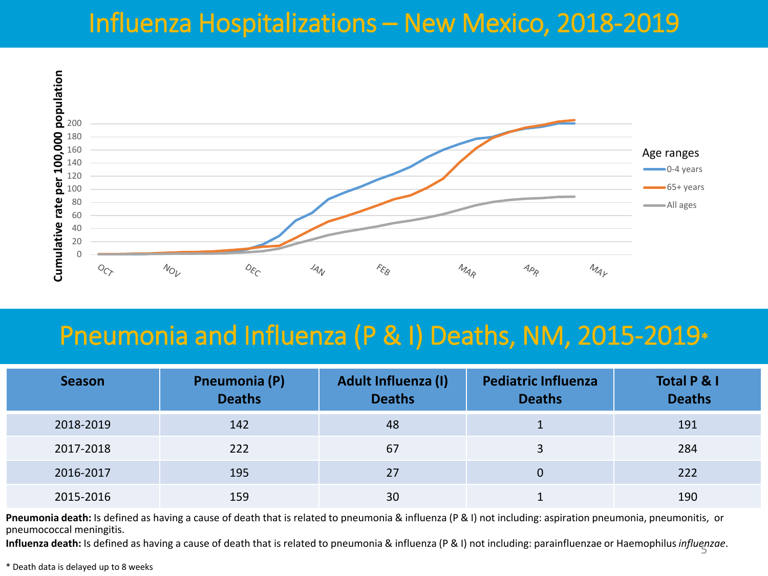# Influenza Hospitalizations – New Mexico, 2018-2019

Cumulative rate per 100,000 population

Age ranges
- 0-4 years
- 65+ years
- All ages

# Pneumonia and Influenza (P & I) Deaths, NM, 2015-2019*

| Season | Pneumonia (P) Deaths | Adult Influenza (I) Deaths | Pediatric Influenza Deaths | Total P & I Deaths |
|---|---|---|---|---|
| 2018-2019 | 142 | 48 | 1 | 191 |
| 2017-2018 | 222 | 67 | 3 | 284 |
| 2016-2017 | 195 | 27 | 0 | 222 |
| 2015-2016 | 159 | 30 | 1 | 190 |

**Pneumonia death:** Is defined as having a cause of death that is related to pneumonia & influenza (P & I) not including: aspiration pneumonia, pneumonitis, or pneumococcal meningitis.

**Influenza death:** Is defined as having a cause of death that is related to pneumonia & influenza (P & I) not including: parainfluenzae or Haemophilus *influenzae*.

* Death data is delayed up to 8 weeks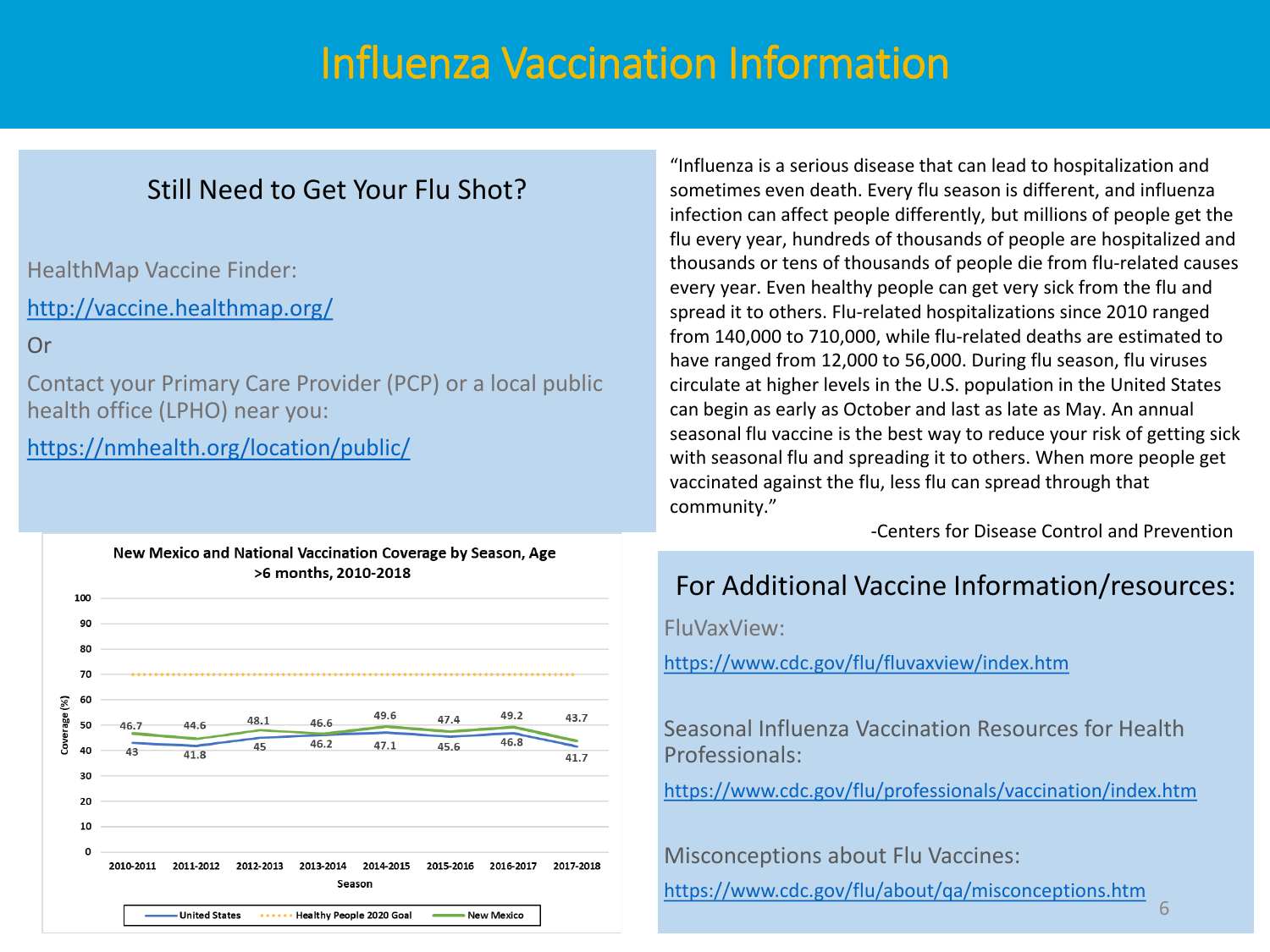# Influenza Vaccination Information

## Still Need to Get Your Flu Shot?

HealthMap Vaccine Finder:

http://vaccine.healthmap.org/

Or

Contact your Primary Care Provider (PCP) or a local public health office (LPHO) near you:

https://nmhealth.org/location/public/

**New Mexico and National Vaccination Coverage by Season, Age >6 months, 2010-2018**

| Season | United States | Healthy People 2020 Goal | New Mexico |
|---|---|---|---|
| 2010-2011 | 43 | 70 | 46.7 |
| 2011-2012 | 41.8 | 70 | 44.6 |
| 2012-2013 | 45 | 70 | 48.1 |
| 2013-2014 | 46.2 | 70 | 46.6 |
| 2014-2015 | 47.1 | 70 | 49.6 |
| 2015-2016 | 45.6 | 70 | 47.4 |
| 2016-2017 | 46.8 | 70 | 49.2 |
| 2017-2018 | 41.7 | 70 | 43.7 |

Coverage (%)

"Influenza is a serious disease that can lead to hospitalization and sometimes even death. Every flu season is different, and influenza infection can affect people differently, but millions of people get the flu every year, hundreds of thousands of people are hospitalized and thousands or tens of thousands of people die from flu-related causes every year. Even healthy people can get very sick from the flu and spread it to others. Flu-related hospitalizations since 2010 ranged from 140,000 to 710,000, while flu-related deaths are estimated to have ranged from 12,000 to 56,000. During flu season, flu viruses circulate at higher levels in the U.S. population in the United States can begin as early as October and last as late as May. An annual seasonal flu vaccine is the best way to reduce your risk of getting sick with seasonal flu and spreading it to others. When more people get vaccinated against the flu, less flu can spread through that community."

-Centers for Disease Control and Prevention

## For Additional Vaccine Information/resources:

FluVaxView:

https://www.cdc.gov/flu/fluvaxview/index.htm

Seasonal Influenza Vaccination Resources for Health Professionals:

https://www.cdc.gov/flu/professionals/vaccination/index.htm

Misconceptions about Flu Vaccines:

https://www.cdc.gov/flu/about/qa/misconceptions.htm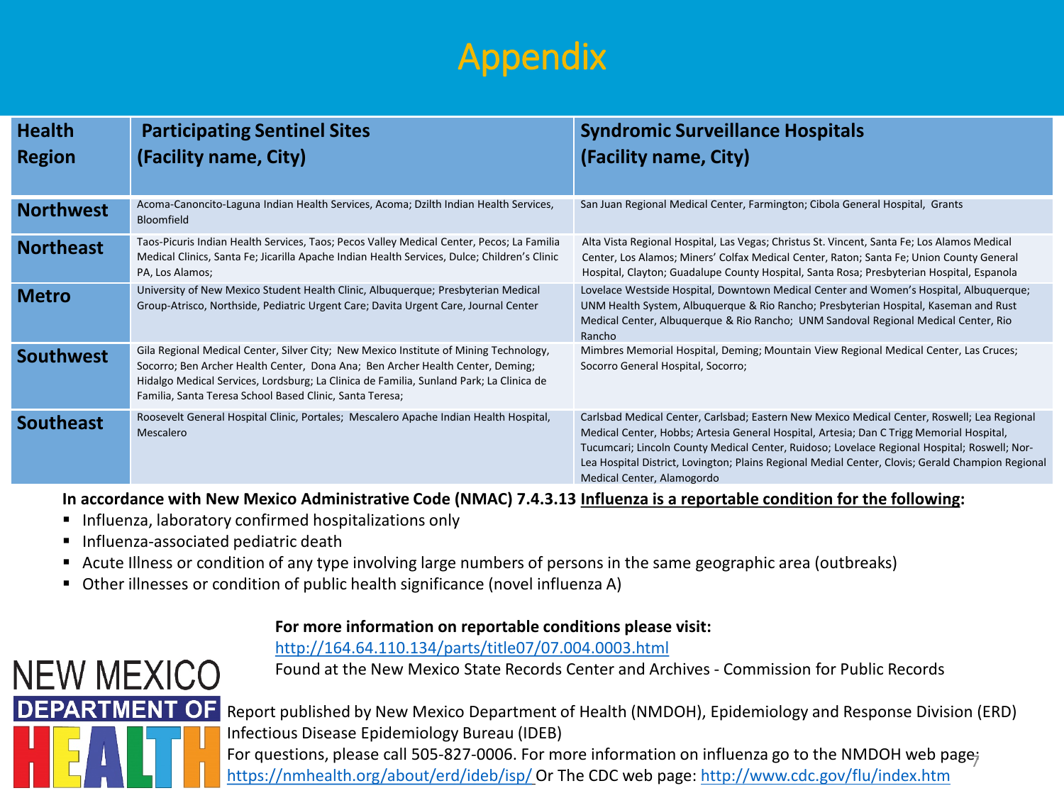# Appendix

| Health Region | Participating Sentinel Sites (Facility name, City) | Syndromic Surveillance Hospitals (Facility name, City) |
|---|---|---|
| Northwest | Acoma-Canoncito-Laguna Indian Health Services, Acoma; Dzilth Indian Health Services, Bloomfield | San Juan Regional Medical Center, Farmington; Cibola General Hospital, Grants |
| Northeast | Taos-Picuris Indian Health Services, Taos; Pecos Valley Medical Center, Pecos; La Familia Medical Clinics, Santa Fe; Jicarilla Apache Indian Health Services, Dulce; Children's Clinic PA, Los Alamos; | Alta Vista Regional Hospital, Las Vegas; Christus St. Vincent, Santa Fe; Los Alamos Medical Center, Los Alamos; Miners' Colfax Medical Center, Raton; Santa Fe; Union County General Hospital, Clayton; Guadalupe County Hospital, Santa Rosa; Presbyterian Hospital, Espanola |
| Metro | University of New Mexico Student Health Clinic, Albuquerque; Presbyterian Medical Group-Atrisco, Northside, Pediatric Urgent Care; Davita Urgent Care, Journal Center | Lovelace Westside Hospital, Downtown Medical Center and Women's Hospital, Albuquerque; UNM Health System, Albuquerque & Rio Rancho; Presbyterian Hospital, Kaseman and Rust Medical Center, Albuquerque & Rio Rancho; UNM Sandoval Regional Medical Center, Rio Rancho |
| Southwest | Gila Regional Medical Center, Silver City; New Mexico Institute of Mining Technology, Socorro; Ben Archer Health Center, Dona Ana; Ben Archer Health Center, Deming; Hidalgo Medical Services, Lordsburg; La Clinica de Familia, Sunland Park; La Clinica de Familia, Santa Teresa School Based Clinic, Santa Teresa; | Mimbres Memorial Hospital, Deming; Mountain View Regional Medical Center, Las Cruces; Socorro General Hospital, Socorro; |
| Southeast | Roosevelt General Hospital Clinic, Portales; Mescalero Apache Indian Health Hospital, Mescalero | Carlsbad Medical Center, Carlsbad; Eastern New Mexico Medical Center, Roswell; Lea Regional Medical Center, Hobbs; Artesia General Hospital, Artesia; Dan C Trigg Memorial Hospital, Tucumcari; Lincoln County Medical Center, Ruidoso; Lovelace Regional Hospital; Roswell; Nor-Lea Hospital District, Lovington; Plains Regional Medial Center, Clovis; Gerald Champion Regional Medical Center, Alamogordo |

**In accordance with New Mexico Administrative Code (NMAC) 7.4.3.13 Influenza is a reportable condition for the following:**

- Influenza, laboratory confirmed hospitalizations only
- Influenza-associated pediatric death
- Acute Illness or condition of any type involving large numbers of persons in the same geographic area (outbreaks)
- Other illnesses or condition of public health significance (novel influenza A)

**For more information on reportable conditions please visit:**
http://164.64.110.134/parts/title07/07.004.0003.html
Found at the New Mexico State Records Center and Archives - Commission for Public Records

NEW MEXICO DEPARTMENT OF HEALTH

Report published by New Mexico Department of Health (NMDOH), Epidemiology and Response Division (ERD) Infectious Disease Epidemiology Bureau (IDEB)
For questions, please call 505-827-0006. For more information on influenza go to the NMDOH web page; https://nmhealth.org/about/erd/ideb/isp/ Or The CDC web page: http://www.cdc.gov/flu/index.htm